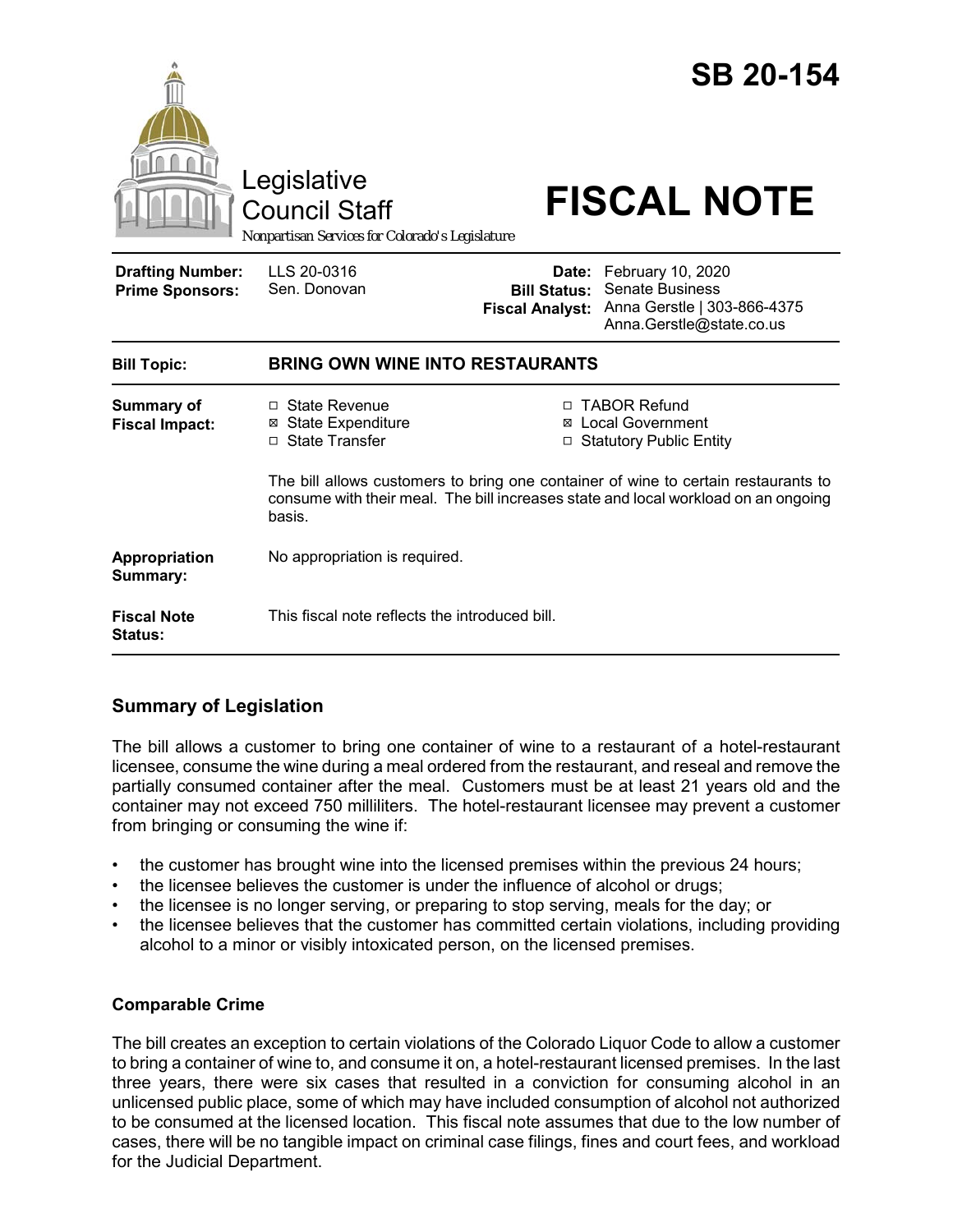# SB 20-154

Legislative Council Staff

*Nonpartisan Services for Colorado's Legislature*

# FISCAL NOTE

| | | | |
|---|---|---|---|
| **Drafting Number:** | LLS 20-0316 | **Date:** | February 10, 2020 |
| **Prime Sponsors:** | Sen. Donovan | **Bill Status:** | Senate Business |
| | | **Fiscal Analyst:** | Anna Gerstle \| 303-866-4375 Anna.Gerstle@state.co.us |

| | |
|---|---|
| **Bill Topic:** | **BRING OWN WINE INTO RESTAURANTS** |
| **Summary of Fiscal Impact:** | ☐ State Revenue ☒ State Expenditure ☐ State Transfer ☐ TABOR Refund ☒ Local Government ☐ Statutory Public Entity <br><br> The bill allows customers to bring one container of wine to certain restaurants to consume with their meal. The bill increases state and local workload on an ongoing basis. |
| **Appropriation Summary:** | No appropriation is required. |
| **Fiscal Note Status:** | This fiscal note reflects the introduced bill. |

## Summary of Legislation

The bill allows a customer to bring one container of wine to a restaurant of a hotel-restaurant licensee, consume the wine during a meal ordered from the restaurant, and reseal and remove the partially consumed container after the meal. Customers must be at least 21 years old and the container may not exceed 750 milliliters. The hotel-restaurant licensee may prevent a customer from bringing or consuming the wine if:

- the customer has brought wine into the licensed premises within the previous 24 hours;
- the licensee believes the customer is under the influence of alcohol or drugs;
- the licensee is no longer serving, or preparing to stop serving, meals for the day; or
- the licensee believes that the customer has committed certain violations, including providing alcohol to a minor or visibly intoxicated person, on the licensed premises.

### Comparable Crime

The bill creates an exception to certain violations of the Colorado Liquor Code to allow a customer to bring a container of wine to, and consume it on, a hotel-restaurant licensed premises. In the last three years, there were six cases that resulted in a conviction for consuming alcohol in an unlicensed public place, some of which may have included consumption of alcohol not authorized to be consumed at the licensed location. This fiscal note assumes that due to the low number of cases, there will be no tangible impact on criminal case filings, fines and court fees, and workload for the Judicial Department.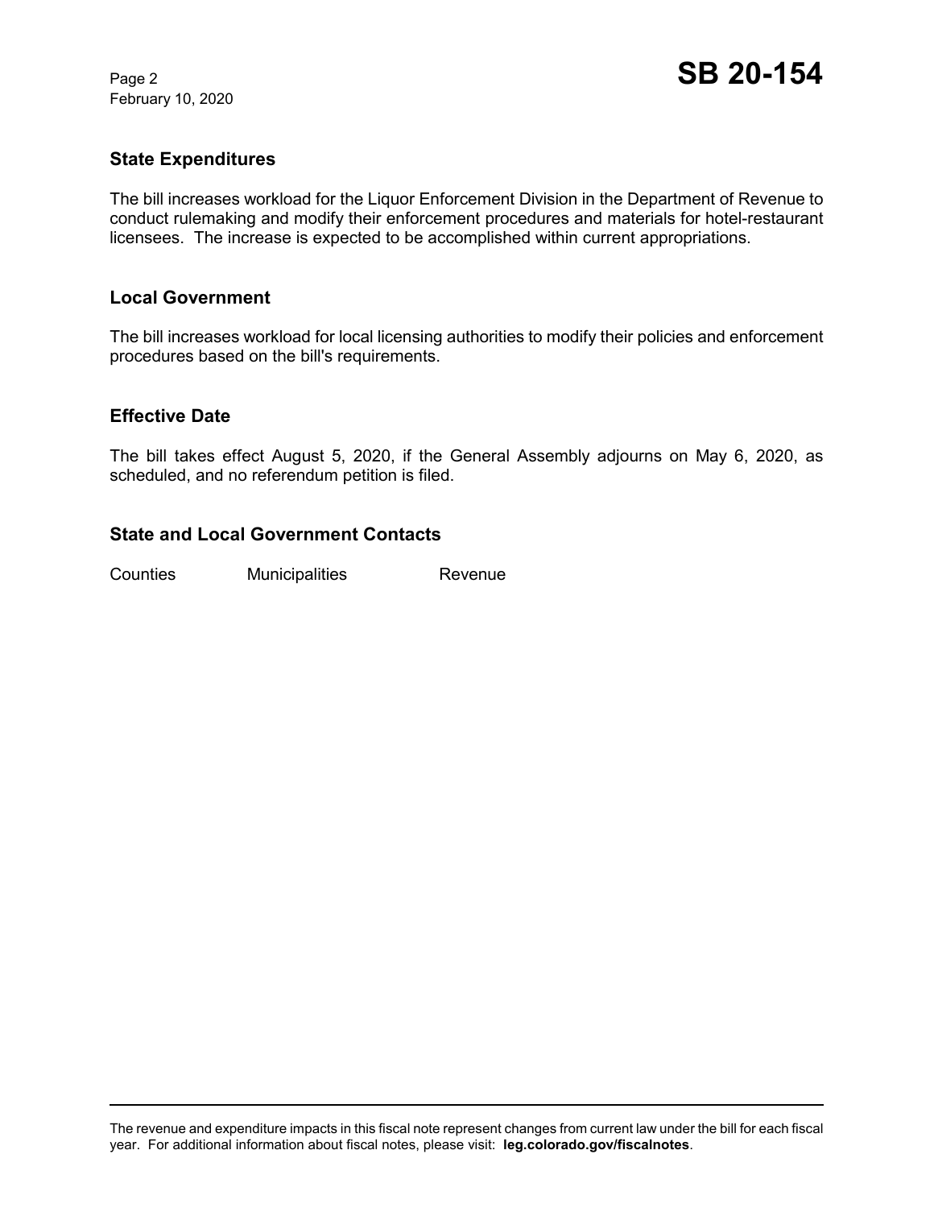## State Expenditures

The bill increases workload for the Liquor Enforcement Division in the Department of Revenue to conduct rulemaking and modify their enforcement procedures and materials for hotel-restaurant licensees. The increase is expected to be accomplished within current appropriations.

## Local Government

The bill increases workload for local licensing authorities to modify their policies and enforcement procedures based on the bill's requirements.

## Effective Date

The bill takes effect August 5, 2020, if the General Assembly adjourns on May 6, 2020, as scheduled, and no referendum petition is filed.

## State and Local Government Contacts

| | | |
|---|---|---|
| Counties | Municipalities | Revenue |

The revenue and expenditure impacts in this fiscal note represent changes from current law under the bill for each fiscal year. For additional information about fiscal notes, please visit: **leg.colorado.gov/fiscalnotes**.